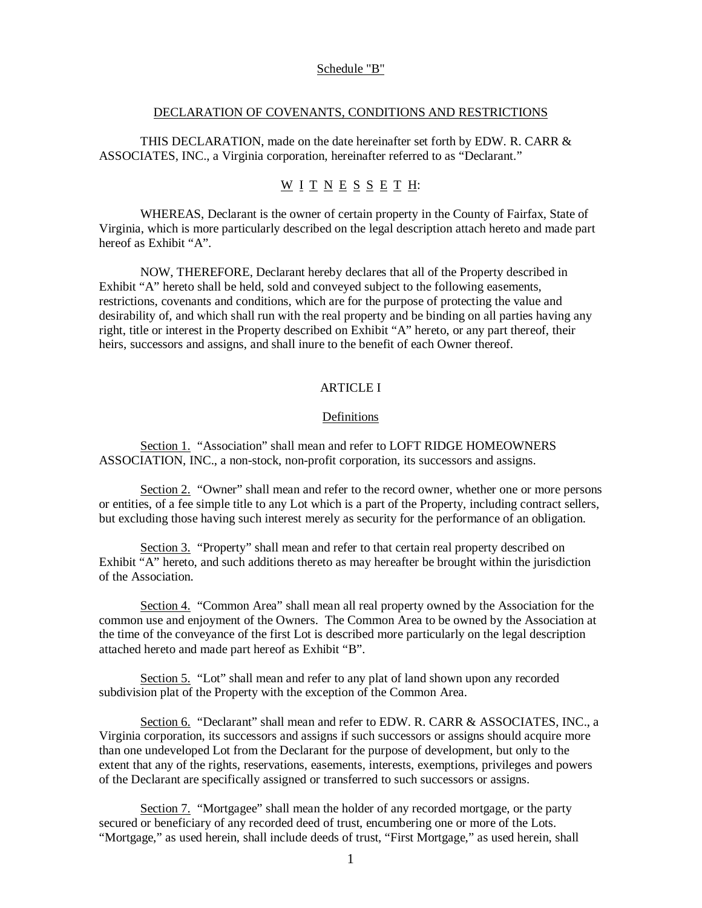Schedule "B"

# DECLARATION OF COVENANTS, CONDITIONS AND RESTRICTIONS

THIS DECLARATION, made on the date hereinafter set forth by EDW. R. CARR & ASSOCIATES, INC., a Virginia corporation, hereinafter referred to as "Declarant."

W I T N E S S E T H:

WHEREAS, Declarant is the owner of certain property in the County of Fairfax, State of Virginia, which is more particularly described on the legal description attach hereto and made part hereof as Exhibit "A".

NOW, THEREFORE, Declarant hereby declares that all of the Property described in Exhibit "A" hereto shall be held, sold and conveyed subject to the following easements, restrictions, covenants and conditions, which are for the purpose of protecting the value and desirability of, and which shall run with the real property and be binding on all parties having any right, title or interest in the Property described on Exhibit "A" hereto, or any part thereof, their heirs, successors and assigns, and shall inure to the benefit of each Owner thereof.

## ARTICLE I

### Definitions

Section 1. "Association" shall mean and refer to LOFT RIDGE HOMEOWNERS ASSOCIATION, INC., a non-stock, non-profit corporation, its successors and assigns.

Section 2. "Owner" shall mean and refer to the record owner, whether one or more persons or entities, of a fee simple title to any Lot which is a part of the Property, including contract sellers, but excluding those having such interest merely as security for the performance of an obligation.

Section 3. "Property" shall mean and refer to that certain real property described on Exhibit "A" hereto, and such additions thereto as may hereafter be brought within the jurisdiction of the Association.

Section 4. "Common Area" shall mean all real property owned by the Association for the common use and enjoyment of the Owners. The Common Area to be owned by the Association at the time of the conveyance of the first Lot is described more particularly on the legal description attached hereto and made part hereof as Exhibit "B".

Section 5. "Lot" shall mean and refer to any plat of land shown upon any recorded subdivision plat of the Property with the exception of the Common Area.

Section 6. "Declarant" shall mean and refer to EDW. R. CARR & ASSOCIATES, INC., a Virginia corporation, its successors and assigns if such successors or assigns should acquire more than one undeveloped Lot from the Declarant for the purpose of development, but only to the extent that any of the rights, reservations, easements, interests, exemptions, privileges and powers of the Declarant are specifically assigned or transferred to such successors or assigns.

Section 7. "Mortgagee" shall mean the holder of any recorded mortgage, or the party secured or beneficiary of any recorded deed of trust, encumbering one or more of the Lots. "Mortgage," as used herein, shall include deeds of trust, "First Mortgage," as used herein, shall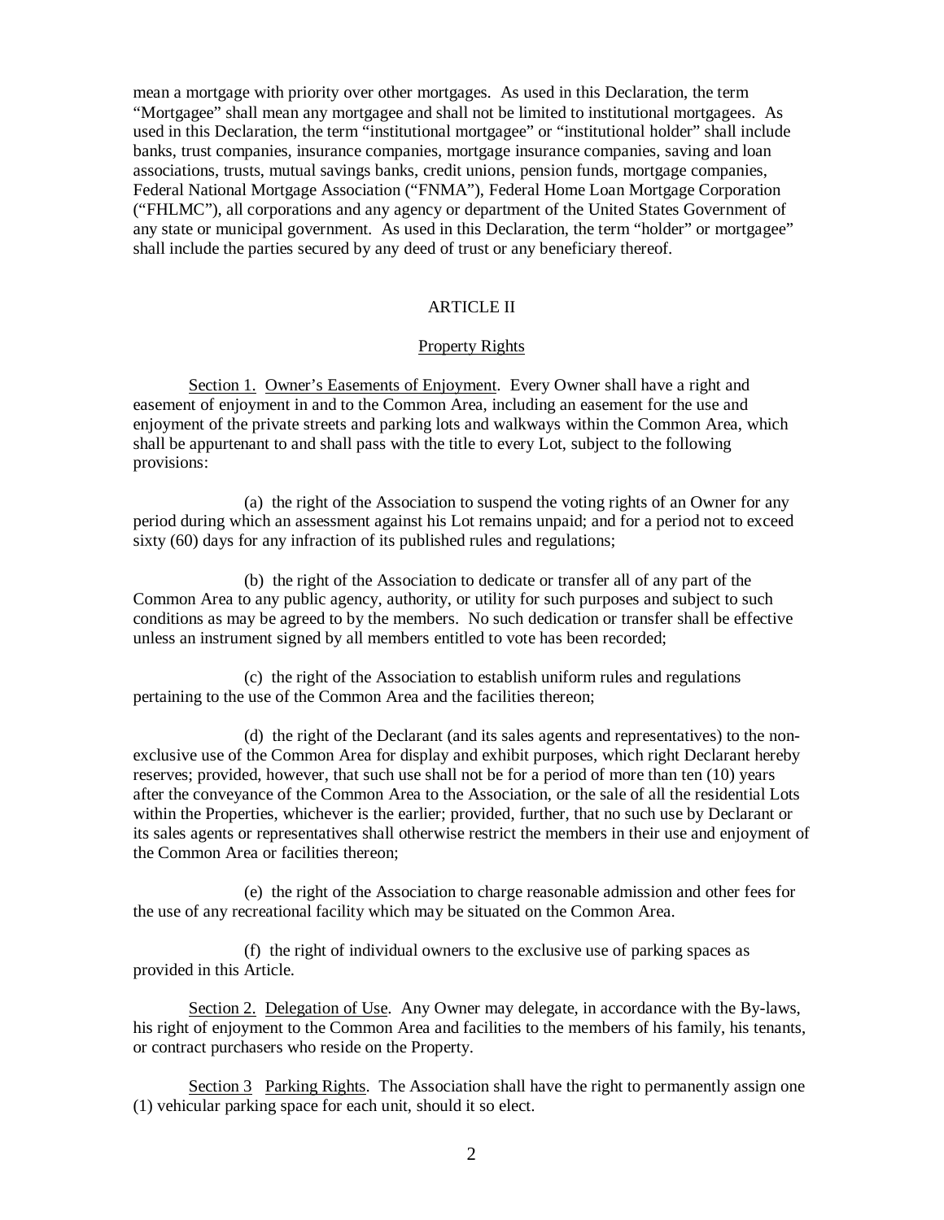mean a mortgage with priority over other mortgages. As used in this Declaration, the term "Mortgagee" shall mean any mortgagee and shall not be limited to institutional mortgagees. As used in this Declaration, the term "institutional mortgagee" or "institutional holder" shall include banks, trust companies, insurance companies, mortgage insurance companies, saving and loan associations, trusts, mutual savings banks, credit unions, pension funds, mortgage companies, Federal National Mortgage Association ("FNMA"), Federal Home Loan Mortgage Corporation ("FHLMC"), all corporations and any agency or department of the United States Government of any state or municipal government. As used in this Declaration, the term "holder" or mortgagee" shall include the parties secured by any deed of trust or any beneficiary thereof.

## ARTICLE II

### Property Rights

Section 1. Owner's Easements of Enjoyment. Every Owner shall have a right and easement of enjoyment in and to the Common Area, including an easement for the use and enjoyment of the private streets and parking lots and walkways within the Common Area, which shall be appurtenant to and shall pass with the title to every Lot, subject to the following provisions:

(a) the right of the Association to suspend the voting rights of an Owner for any period during which an assessment against his Lot remains unpaid; and for a period not to exceed sixty (60) days for any infraction of its published rules and regulations;

(b) the right of the Association to dedicate or transfer all of any part of the Common Area to any public agency, authority, or utility for such purposes and subject to such conditions as may be agreed to by the members. No such dedication or transfer shall be effective unless an instrument signed by all members entitled to vote has been recorded;

(c) the right of the Association to establish uniform rules and regulations pertaining to the use of the Common Area and the facilities thereon;

(d) the right of the Declarant (and its sales agents and representatives) to the non-exclusive use of the Common Area for display and exhibit purposes, which right Declarant hereby reserves; provided, however, that such use shall not be for a period of more than ten (10) years after the conveyance of the Common Area to the Association, or the sale of all the residential Lots within the Properties, whichever is the earlier; provided, further, that no such use by Declarant or its sales agents or representatives shall otherwise restrict the members in their use and enjoyment of the Common Area or facilities thereon;

(e) the right of the Association to charge reasonable admission and other fees for the use of any recreational facility which may be situated on the Common Area.

(f) the right of individual owners to the exclusive use of parking spaces as provided in this Article.

Section 2. Delegation of Use. Any Owner may delegate, in accordance with the By-laws, his right of enjoyment to the Common Area and facilities to the members of his family, his tenants, or contract purchasers who reside on the Property.

Section 3 Parking Rights. The Association shall have the right to permanently assign one (1) vehicular parking space for each unit, should it so elect.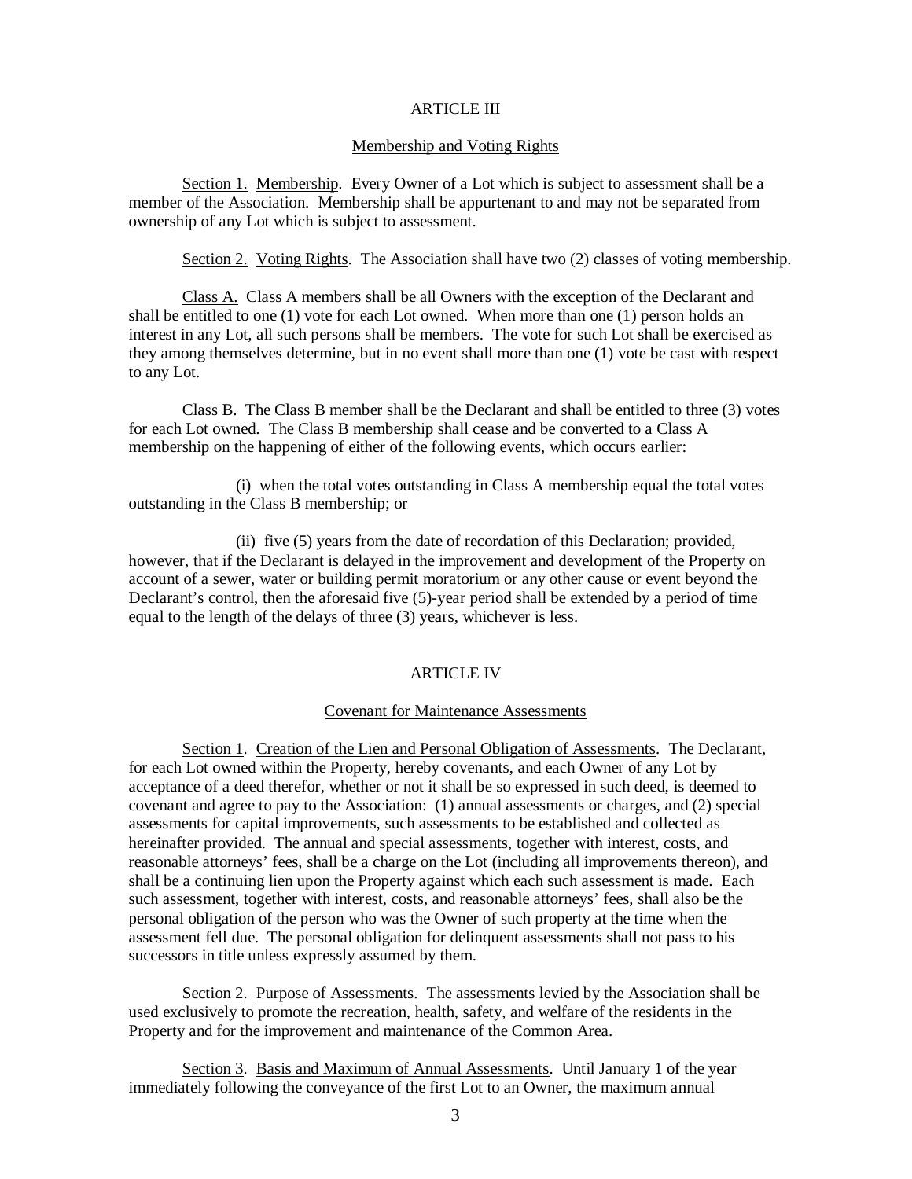## ARTICLE III

### Membership and Voting Rights

Section 1. Membership. Every Owner of a Lot which is subject to assessment shall be a member of the Association. Membership shall be appurtenant to and may not be separated from ownership of any Lot which is subject to assessment.

Section 2. Voting Rights. The Association shall have two (2) classes of voting membership.

Class A. Class A members shall be all Owners with the exception of the Declarant and shall be entitled to one (1) vote for each Lot owned. When more than one (1) person holds an interest in any Lot, all such persons shall be members. The vote for such Lot shall be exercised as they among themselves determine, but in no event shall more than one (1) vote be cast with respect to any Lot.

Class B. The Class B member shall be the Declarant and shall be entitled to three (3) votes for each Lot owned. The Class B membership shall cease and be converted to a Class A membership on the happening of either of the following events, which occurs earlier:

(i) when the total votes outstanding in Class A membership equal the total votes outstanding in the Class B membership; or

(ii) five (5) years from the date of recordation of this Declaration; provided, however, that if the Declarant is delayed in the improvement and development of the Property on account of a sewer, water or building permit moratorium or any other cause or event beyond the Declarant's control, then the aforesaid five (5)-year period shall be extended by a period of time equal to the length of the delays of three (3) years, whichever is less.

## ARTICLE IV

### Covenant for Maintenance Assessments

Section 1. Creation of the Lien and Personal Obligation of Assessments. The Declarant, for each Lot owned within the Property, hereby covenants, and each Owner of any Lot by acceptance of a deed therefor, whether or not it shall be so expressed in such deed, is deemed to covenant and agree to pay to the Association: (1) annual assessments or charges, and (2) special assessments for capital improvements, such assessments to be established and collected as hereinafter provided. The annual and special assessments, together with interest, costs, and reasonable attorneys' fees, shall be a charge on the Lot (including all improvements thereon), and shall be a continuing lien upon the Property against which each such assessment is made. Each such assessment, together with interest, costs, and reasonable attorneys' fees, shall also be the personal obligation of the person who was the Owner of such property at the time when the assessment fell due. The personal obligation for delinquent assessments shall not pass to his successors in title unless expressly assumed by them.

Section 2. Purpose of Assessments. The assessments levied by the Association shall be used exclusively to promote the recreation, health, safety, and welfare of the residents in the Property and for the improvement and maintenance of the Common Area.

Section 3. Basis and Maximum of Annual Assessments. Until January 1 of the year immediately following the conveyance of the first Lot to an Owner, the maximum annual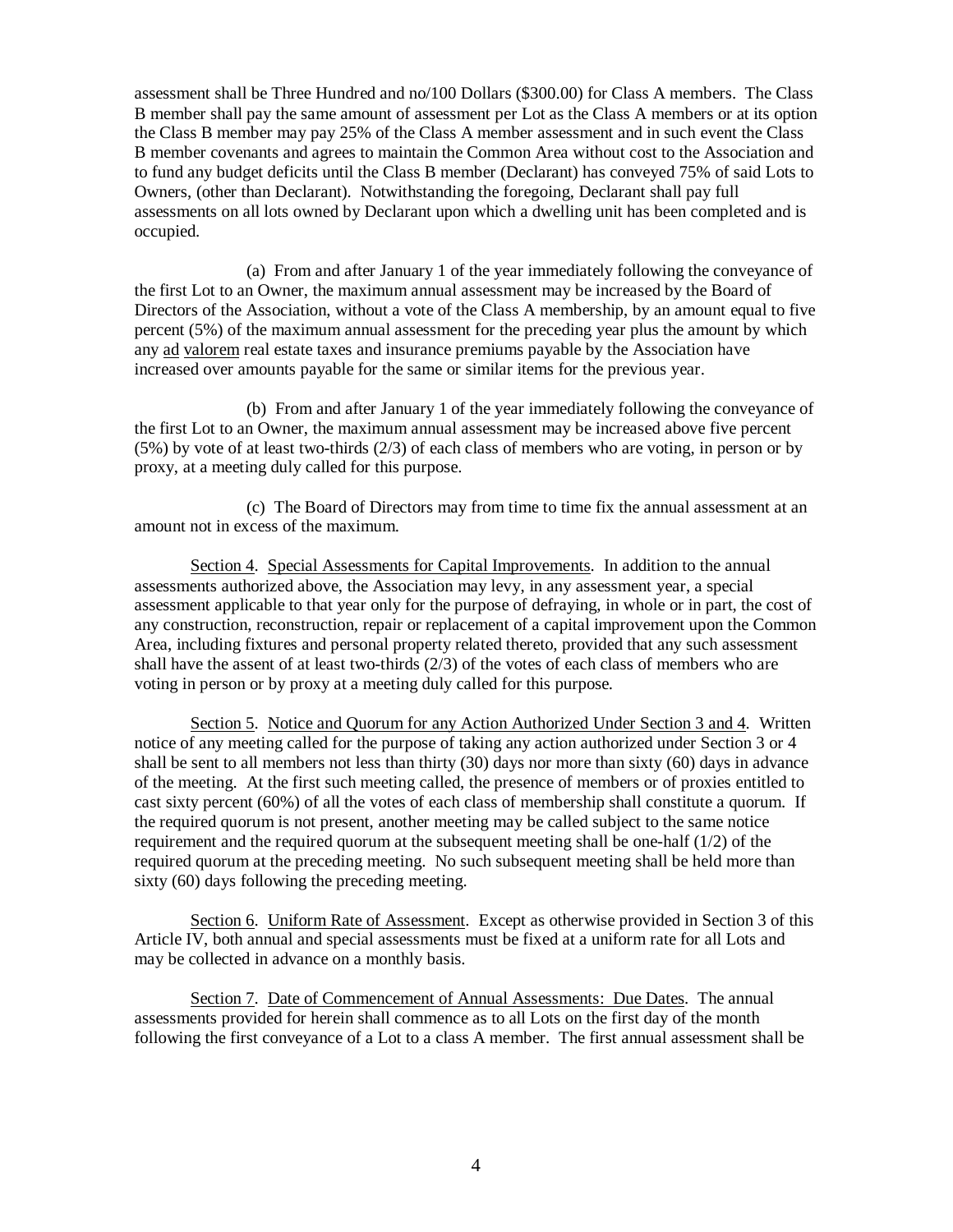assessment shall be Three Hundred and no/100 Dollars ($300.00) for Class A members. The Class B member shall pay the same amount of assessment per Lot as the Class A members or at its option the Class B member may pay 25% of the Class A member assessment and in such event the Class B member covenants and agrees to maintain the Common Area without cost to the Association and to fund any budget deficits until the Class B member (Declarant) has conveyed 75% of said Lots to Owners, (other than Declarant). Notwithstanding the foregoing, Declarant shall pay full assessments on all lots owned by Declarant upon which a dwelling unit has been completed and is occupied.

(a) From and after January 1 of the year immediately following the conveyance of the first Lot to an Owner, the maximum annual assessment may be increased by the Board of Directors of the Association, without a vote of the Class A membership, by an amount equal to five percent (5%) of the maximum annual assessment for the preceding year plus the amount by which any ad valorem real estate taxes and insurance premiums payable by the Association have increased over amounts payable for the same or similar items for the previous year.

(b) From and after January 1 of the year immediately following the conveyance of the first Lot to an Owner, the maximum annual assessment may be increased above five percent (5%) by vote of at least two-thirds (2/3) of each class of members who are voting, in person or by proxy, at a meeting duly called for this purpose.

(c) The Board of Directors may from time to time fix the annual assessment at an amount not in excess of the maximum.

Section 4. Special Assessments for Capital Improvements. In addition to the annual assessments authorized above, the Association may levy, in any assessment year, a special assessment applicable to that year only for the purpose of defraying, in whole or in part, the cost of any construction, reconstruction, repair or replacement of a capital improvement upon the Common Area, including fixtures and personal property related thereto, provided that any such assessment shall have the assent of at least two-thirds (2/3) of the votes of each class of members who are voting in person or by proxy at a meeting duly called for this purpose.

Section 5. Notice and Quorum for any Action Authorized Under Section 3 and 4. Written notice of any meeting called for the purpose of taking any action authorized under Section 3 or 4 shall be sent to all members not less than thirty (30) days nor more than sixty (60) days in advance of the meeting. At the first such meeting called, the presence of members or of proxies entitled to cast sixty percent (60%) of all the votes of each class of membership shall constitute a quorum. If the required quorum is not present, another meeting may be called subject to the same notice requirement and the required quorum at the subsequent meeting shall be one-half (1/2) of the required quorum at the preceding meeting. No such subsequent meeting shall be held more than sixty (60) days following the preceding meeting.

Section 6. Uniform Rate of Assessment. Except as otherwise provided in Section 3 of this Article IV, both annual and special assessments must be fixed at a uniform rate for all Lots and may be collected in advance on a monthly basis.

Section 7. Date of Commencement of Annual Assessments: Due Dates. The annual assessments provided for herein shall commence as to all Lots on the first day of the month following the first conveyance of a Lot to a class A member. The first annual assessment shall be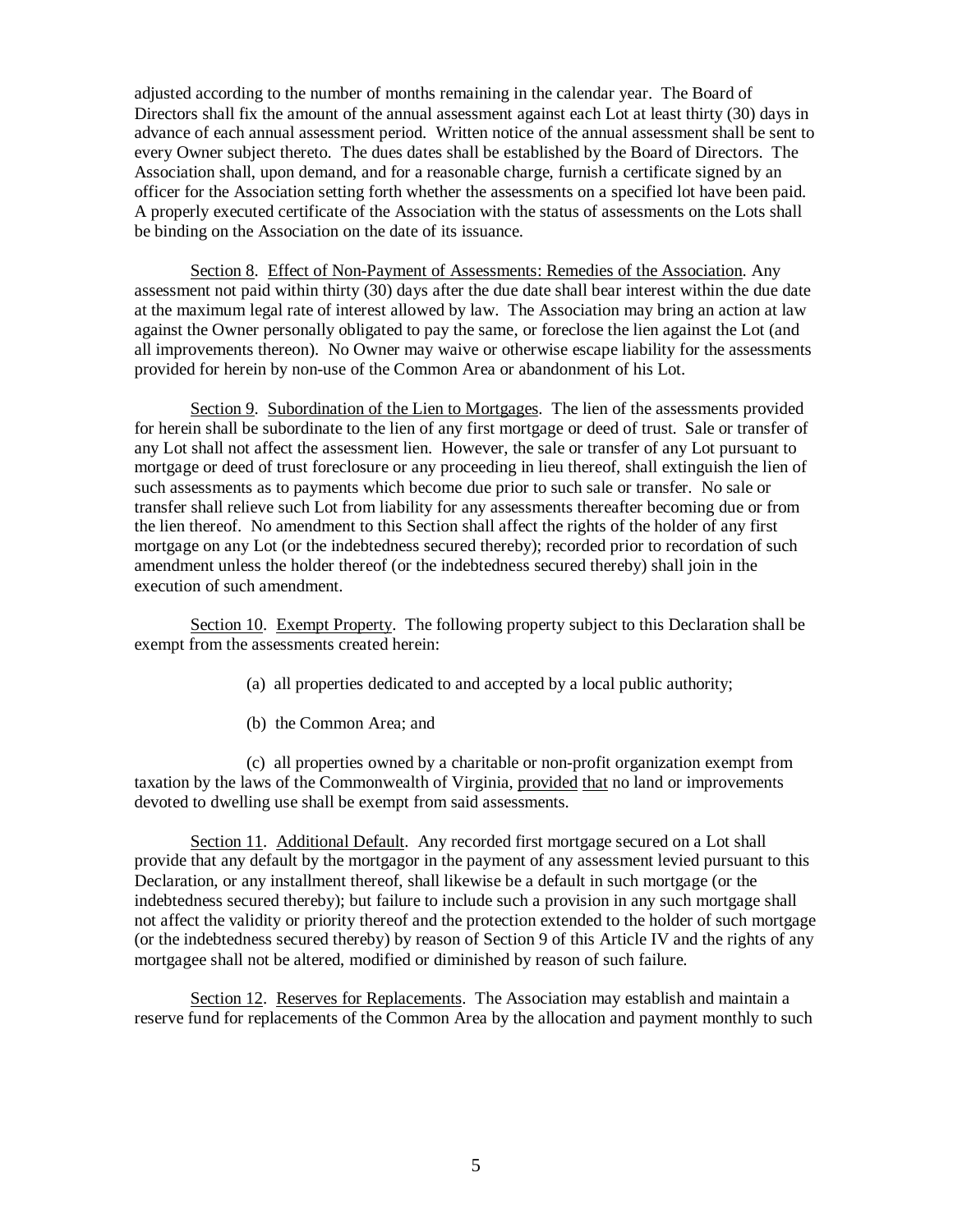adjusted according to the number of months remaining in the calendar year. The Board of Directors shall fix the amount of the annual assessment against each Lot at least thirty (30) days in advance of each annual assessment period. Written notice of the annual assessment shall be sent to every Owner subject thereto. The dues dates shall be established by the Board of Directors. The Association shall, upon demand, and for a reasonable charge, furnish a certificate signed by an officer for the Association setting forth whether the assessments on a specified lot have been paid. A properly executed certificate of the Association with the status of assessments on the Lots shall be binding on the Association on the date of its issuance.

Section 8. Effect of Non-Payment of Assessments: Remedies of the Association. Any assessment not paid within thirty (30) days after the due date shall bear interest within the due date at the maximum legal rate of interest allowed by law. The Association may bring an action at law against the Owner personally obligated to pay the same, or foreclose the lien against the Lot (and all improvements thereon). No Owner may waive or otherwise escape liability for the assessments provided for herein by non-use of the Common Area or abandonment of his Lot.

Section 9. Subordination of the Lien to Mortgages. The lien of the assessments provided for herein shall be subordinate to the lien of any first mortgage or deed of trust. Sale or transfer of any Lot shall not affect the assessment lien. However, the sale or transfer of any Lot pursuant to mortgage or deed of trust foreclosure or any proceeding in lieu thereof, shall extinguish the lien of such assessments as to payments which become due prior to such sale or transfer. No sale or transfer shall relieve such Lot from liability for any assessments thereafter becoming due or from the lien thereof. No amendment to this Section shall affect the rights of the holder of any first mortgage on any Lot (or the indebtedness secured thereby); recorded prior to recordation of such amendment unless the holder thereof (or the indebtedness secured thereby) shall join in the execution of such amendment.

Section 10. Exempt Property. The following property subject to this Declaration shall be exempt from the assessments created herein:

(a) all properties dedicated to and accepted by a local public authority;

(b) the Common Area; and

(c) all properties owned by a charitable or non-profit organization exempt from taxation by the laws of the Commonwealth of Virginia, provided that no land or improvements devoted to dwelling use shall be exempt from said assessments.

Section 11. Additional Default. Any recorded first mortgage secured on a Lot shall provide that any default by the mortgagor in the payment of any assessment levied pursuant to this Declaration, or any installment thereof, shall likewise be a default in such mortgage (or the indebtedness secured thereby); but failure to include such a provision in any such mortgage shall not affect the validity or priority thereof and the protection extended to the holder of such mortgage (or the indebtedness secured thereby) by reason of Section 9 of this Article IV and the rights of any mortgagee shall not be altered, modified or diminished by reason of such failure.

Section 12. Reserves for Replacements. The Association may establish and maintain a reserve fund for replacements of the Common Area by the allocation and payment monthly to such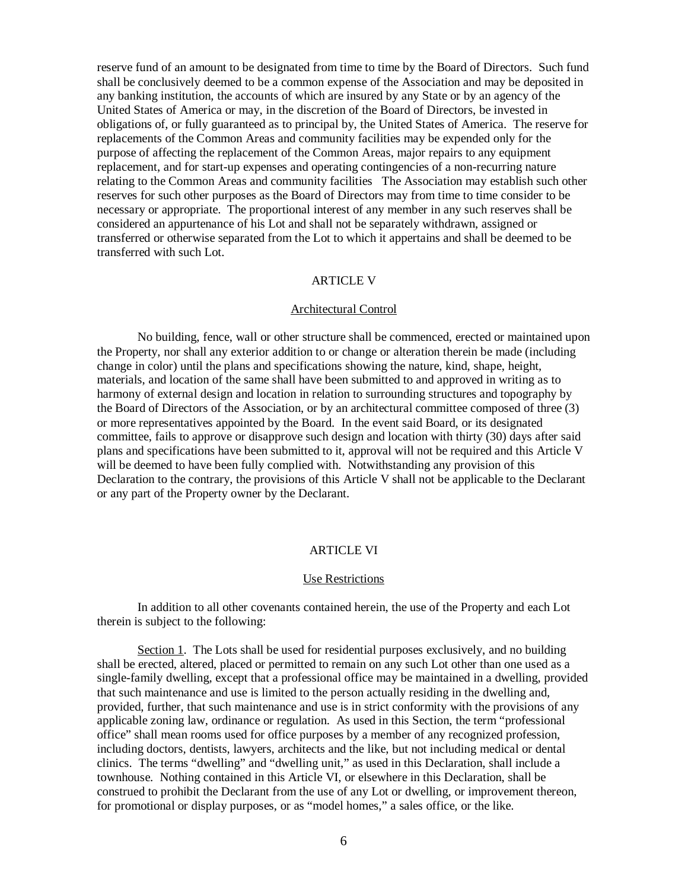reserve fund of an amount to be designated from time to time by the Board of Directors. Such fund shall be conclusively deemed to be a common expense of the Association and may be deposited in any banking institution, the accounts of which are insured by any State or by an agency of the United States of America or may, in the discretion of the Board of Directors, be invested in obligations of, or fully guaranteed as to principal by, the United States of America. The reserve for replacements of the Common Areas and community facilities may be expended only for the purpose of affecting the replacement of the Common Areas, major repairs to any equipment replacement, and for start-up expenses and operating contingencies of a non-recurring nature relating to the Common Areas and community facilities The Association may establish such other reserves for such other purposes as the Board of Directors may from time to time consider to be necessary or appropriate. The proportional interest of any member in any such reserves shall be considered an appurtenance of his Lot and shall not be separately withdrawn, assigned or transferred or otherwise separated from the Lot to which it appertains and shall be deemed to be transferred with such Lot.

## ARTICLE V

### Architectural Control

No building, fence, wall or other structure shall be commenced, erected or maintained upon the Property, nor shall any exterior addition to or change or alteration therein be made (including change in color) until the plans and specifications showing the nature, kind, shape, height, materials, and location of the same shall have been submitted to and approved in writing as to harmony of external design and location in relation to surrounding structures and topography by the Board of Directors of the Association, or by an architectural committee composed of three (3) or more representatives appointed by the Board. In the event said Board, or its designated committee, fails to approve or disapprove such design and location with thirty (30) days after said plans and specifications have been submitted to it, approval will not be required and this Article V will be deemed to have been fully complied with. Notwithstanding any provision of this Declaration to the contrary, the provisions of this Article V shall not be applicable to the Declarant or any part of the Property owner by the Declarant.

## ARTICLE VI

### Use Restrictions

In addition to all other covenants contained herein, the use of the Property and each Lot therein is subject to the following:

Section 1. The Lots shall be used for residential purposes exclusively, and no building shall be erected, altered, placed or permitted to remain on any such Lot other than one used as a single-family dwelling, except that a professional office may be maintained in a dwelling, provided that such maintenance and use is limited to the person actually residing in the dwelling and, provided, further, that such maintenance and use is in strict conformity with the provisions of any applicable zoning law, ordinance or regulation. As used in this Section, the term "professional office" shall mean rooms used for office purposes by a member of any recognized profession, including doctors, dentists, lawyers, architects and the like, but not including medical or dental clinics. The terms "dwelling" and "dwelling unit," as used in this Declaration, shall include a townhouse. Nothing contained in this Article VI, or elsewhere in this Declaration, shall be construed to prohibit the Declarant from the use of any Lot or dwelling, or improvement thereon, for promotional or display purposes, or as "model homes," a sales office, or the like.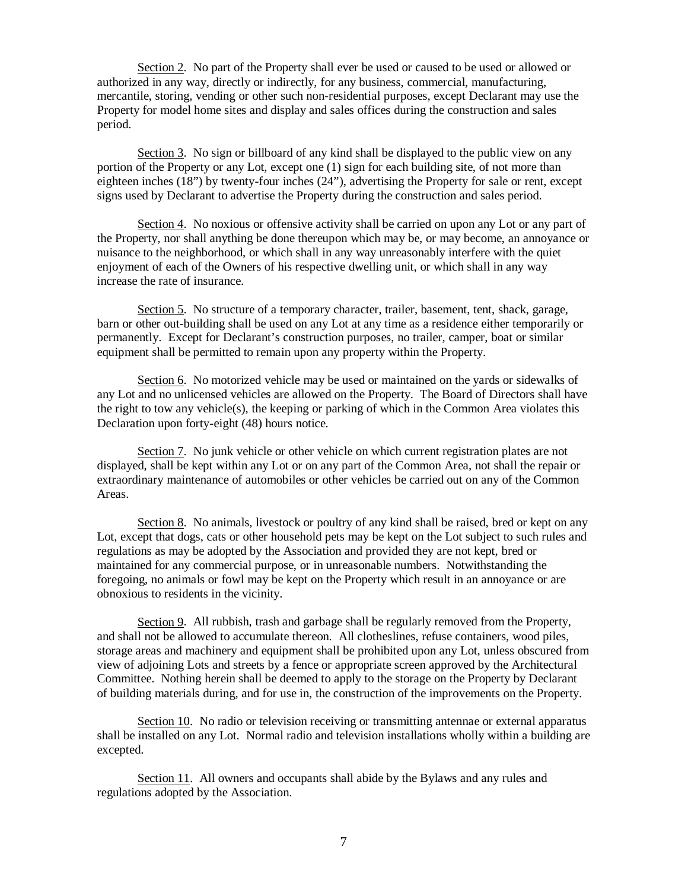Section 2. No part of the Property shall ever be used or caused to be used or allowed or authorized in any way, directly or indirectly, for any business, commercial, manufacturing, mercantile, storing, vending or other such non-residential purposes, except Declarant may use the Property for model home sites and display and sales offices during the construction and sales period.

Section 3. No sign or billboard of any kind shall be displayed to the public view on any portion of the Property or any Lot, except one (1) sign for each building site, of not more than eighteen inches (18") by twenty-four inches (24"), advertising the Property for sale or rent, except signs used by Declarant to advertise the Property during the construction and sales period.

Section 4. No noxious or offensive activity shall be carried on upon any Lot or any part of the Property, nor shall anything be done thereupon which may be, or may become, an annoyance or nuisance to the neighborhood, or which shall in any way unreasonably interfere with the quiet enjoyment of each of the Owners of his respective dwelling unit, or which shall in any way increase the rate of insurance.

Section 5. No structure of a temporary character, trailer, basement, tent, shack, garage, barn or other out-building shall be used on any Lot at any time as a residence either temporarily or permanently. Except for Declarant's construction purposes, no trailer, camper, boat or similar equipment shall be permitted to remain upon any property within the Property.

Section 6. No motorized vehicle may be used or maintained on the yards or sidewalks of any Lot and no unlicensed vehicles are allowed on the Property. The Board of Directors shall have the right to tow any vehicle(s), the keeping or parking of which in the Common Area violates this Declaration upon forty-eight (48) hours notice.

Section 7. No junk vehicle or other vehicle on which current registration plates are not displayed, shall be kept within any Lot or on any part of the Common Area, not shall the repair or extraordinary maintenance of automobiles or other vehicles be carried out on any of the Common Areas.

Section 8. No animals, livestock or poultry of any kind shall be raised, bred or kept on any Lot, except that dogs, cats or other household pets may be kept on the Lot subject to such rules and regulations as may be adopted by the Association and provided they are not kept, bred or maintained for any commercial purpose, or in unreasonable numbers. Notwithstanding the foregoing, no animals or fowl may be kept on the Property which result in an annoyance or are obnoxious to residents in the vicinity.

Section 9. All rubbish, trash and garbage shall be regularly removed from the Property, and shall not be allowed to accumulate thereon. All clotheslines, refuse containers, wood piles, storage areas and machinery and equipment shall be prohibited upon any Lot, unless obscured from view of adjoining Lots and streets by a fence or appropriate screen approved by the Architectural Committee. Nothing herein shall be deemed to apply to the storage on the Property by Declarant of building materials during, and for use in, the construction of the improvements on the Property.

Section 10. No radio or television receiving or transmitting antennae or external apparatus shall be installed on any Lot. Normal radio and television installations wholly within a building are excepted.

Section 11. All owners and occupants shall abide by the Bylaws and any rules and regulations adopted by the Association.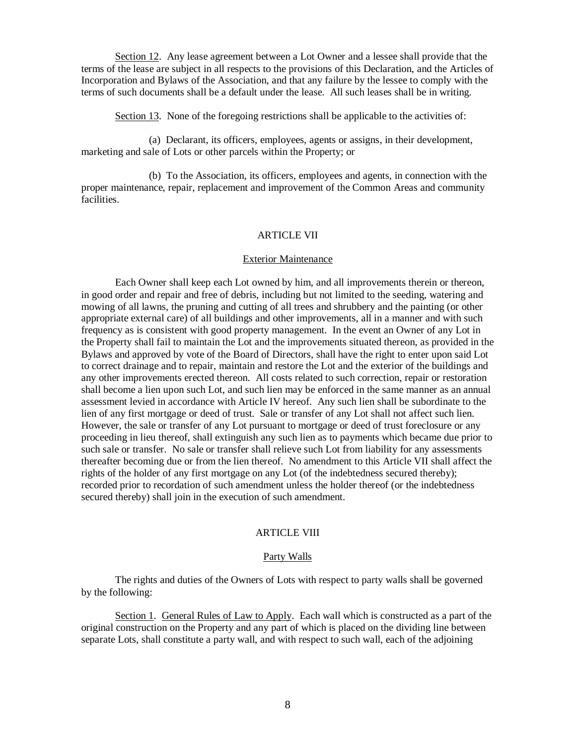Section 12. Any lease agreement between a Lot Owner and a lessee shall provide that the terms of the lease are subject in all respects to the provisions of this Declaration, and the Articles of Incorporation and Bylaws of the Association, and that any failure by the lessee to comply with the terms of such documents shall be a default under the lease. All such leases shall be in writing.

Section 13. None of the foregoing restrictions shall be applicable to the activities of:

(a) Declarant, its officers, employees, agents or assigns, in their development, marketing and sale of Lots or other parcels within the Property; or

(b) To the Association, its officers, employees and agents, in connection with the proper maintenance, repair, replacement and improvement of the Common Areas and community facilities.

## ARTICLE VII

### Exterior Maintenance

Each Owner shall keep each Lot owned by him, and all improvements therein or thereon, in good order and repair and free of debris, including but not limited to the seeding, watering and mowing of all lawns, the pruning and cutting of all trees and shrubbery and the painting (or other appropriate external care) of all buildings and other improvements, all in a manner and with such frequency as is consistent with good property management. In the event an Owner of any Lot in the Property shall fail to maintain the Lot and the improvements situated thereon, as provided in the Bylaws and approved by vote of the Board of Directors, shall have the right to enter upon said Lot to correct drainage and to repair, maintain and restore the Lot and the exterior of the buildings and any other improvements erected thereon. All costs related to such correction, repair or restoration shall become a lien upon such Lot, and such lien may be enforced in the same manner as an annual assessment levied in accordance with Article IV hereof. Any such lien shall be subordinate to the lien of any first mortgage or deed of trust. Sale or transfer of any Lot shall not affect such lien. However, the sale or transfer of any Lot pursuant to mortgage or deed of trust foreclosure or any proceeding in lieu thereof, shall extinguish any such lien as to payments which became due prior to such sale or transfer. No sale or transfer shall relieve such Lot from liability for any assessments thereafter becoming due or from the lien thereof. No amendment to this Article VII shall affect the rights of the holder of any first mortgage on any Lot (of the indebtedness secured thereby); recorded prior to recordation of such amendment unless the holder thereof (or the indebtedness secured thereby) shall join in the execution of such amendment.

## ARTICLE VIII

### Party Walls

The rights and duties of the Owners of Lots with respect to party walls shall be governed by the following:

Section 1. General Rules of Law to Apply. Each wall which is constructed as a part of the original construction on the Property and any part of which is placed on the dividing line between separate Lots, shall constitute a party wall, and with respect to such wall, each of the adjoining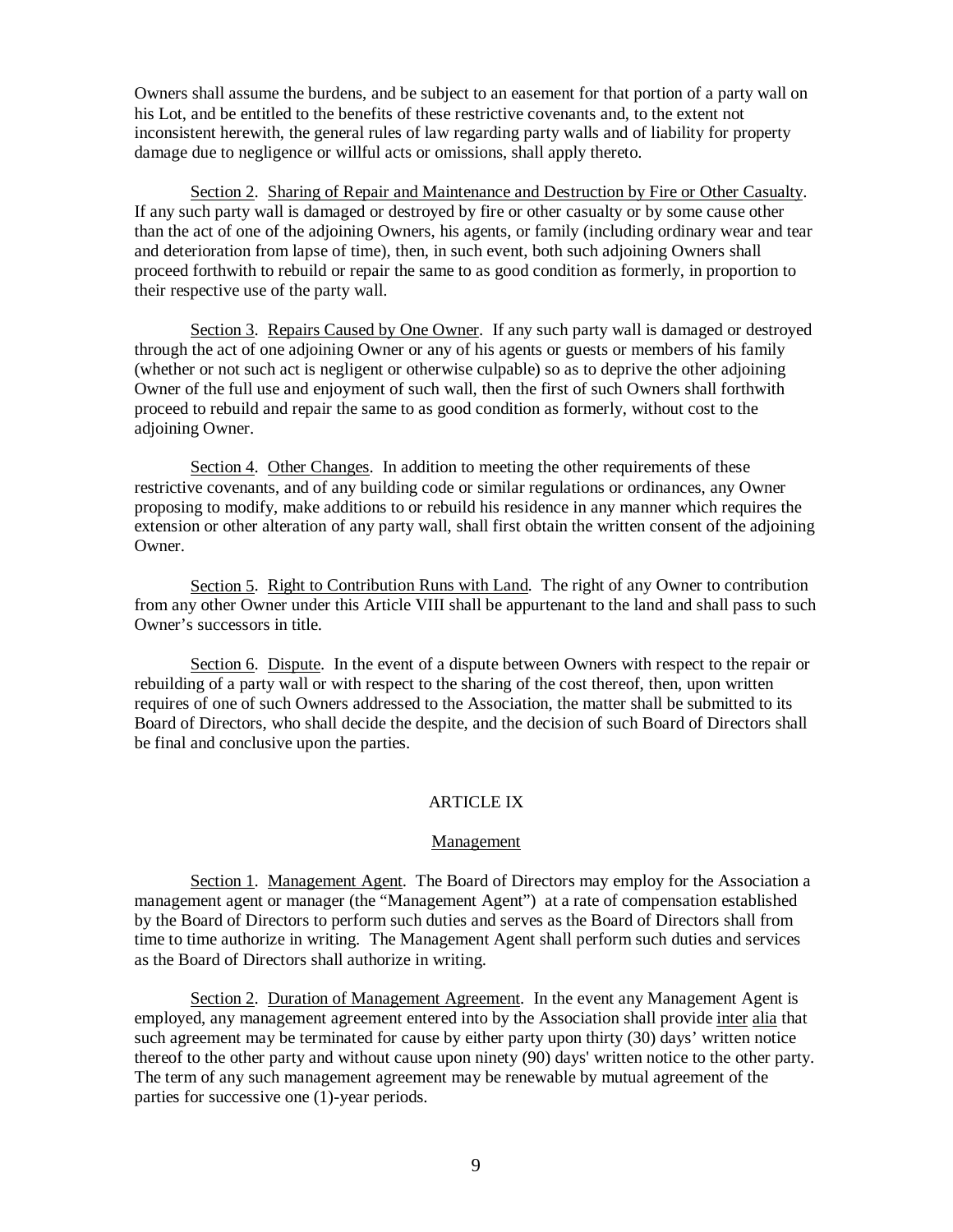Owners shall assume the burdens, and be subject to an easement for that portion of a party wall on his Lot, and be entitled to the benefits of these restrictive covenants and, to the extent not inconsistent herewith, the general rules of law regarding party walls and of liability for property damage due to negligence or willful acts or omissions, shall apply thereto.

Section 2. Sharing of Repair and Maintenance and Destruction by Fire or Other Casualty. If any such party wall is damaged or destroyed by fire or other casualty or by some cause other than the act of one of the adjoining Owners, his agents, or family (including ordinary wear and tear and deterioration from lapse of time), then, in such event, both such adjoining Owners shall proceed forthwith to rebuild or repair the same to as good condition as formerly, in proportion to their respective use of the party wall.

Section 3. Repairs Caused by One Owner. If any such party wall is damaged or destroyed through the act of one adjoining Owner or any of his agents or guests or members of his family (whether or not such act is negligent or otherwise culpable) so as to deprive the other adjoining Owner of the full use and enjoyment of such wall, then the first of such Owners shall forthwith proceed to rebuild and repair the same to as good condition as formerly, without cost to the adjoining Owner.

Section 4. Other Changes. In addition to meeting the other requirements of these restrictive covenants, and of any building code or similar regulations or ordinances, any Owner proposing to modify, make additions to or rebuild his residence in any manner which requires the extension or other alteration of any party wall, shall first obtain the written consent of the adjoining Owner.

Section 5. Right to Contribution Runs with Land. The right of any Owner to contribution from any other Owner under this Article VIII shall be appurtenant to the land and shall pass to such Owner's successors in title.

Section 6. Dispute. In the event of a dispute between Owners with respect to the repair or rebuilding of a party wall or with respect to the sharing of the cost thereof, then, upon written requires of one of such Owners addressed to the Association, the matter shall be submitted to its Board of Directors, who shall decide the despite, and the decision of such Board of Directors shall be final and conclusive upon the parties.

## ARTICLE IX

### Management

Section 1. Management Agent. The Board of Directors may employ for the Association a management agent or manager (the "Management Agent") at a rate of compensation established by the Board of Directors to perform such duties and serves as the Board of Directors shall from time to time authorize in writing. The Management Agent shall perform such duties and services as the Board of Directors shall authorize in writing.

Section 2. Duration of Management Agreement. In the event any Management Agent is employed, any management agreement entered into by the Association shall provide inter alia that such agreement may be terminated for cause by either party upon thirty (30) days' written notice thereof to the other party and without cause upon ninety (90) days' written notice to the other party. The term of any such management agreement may be renewable by mutual agreement of the parties for successive one (1)-year periods.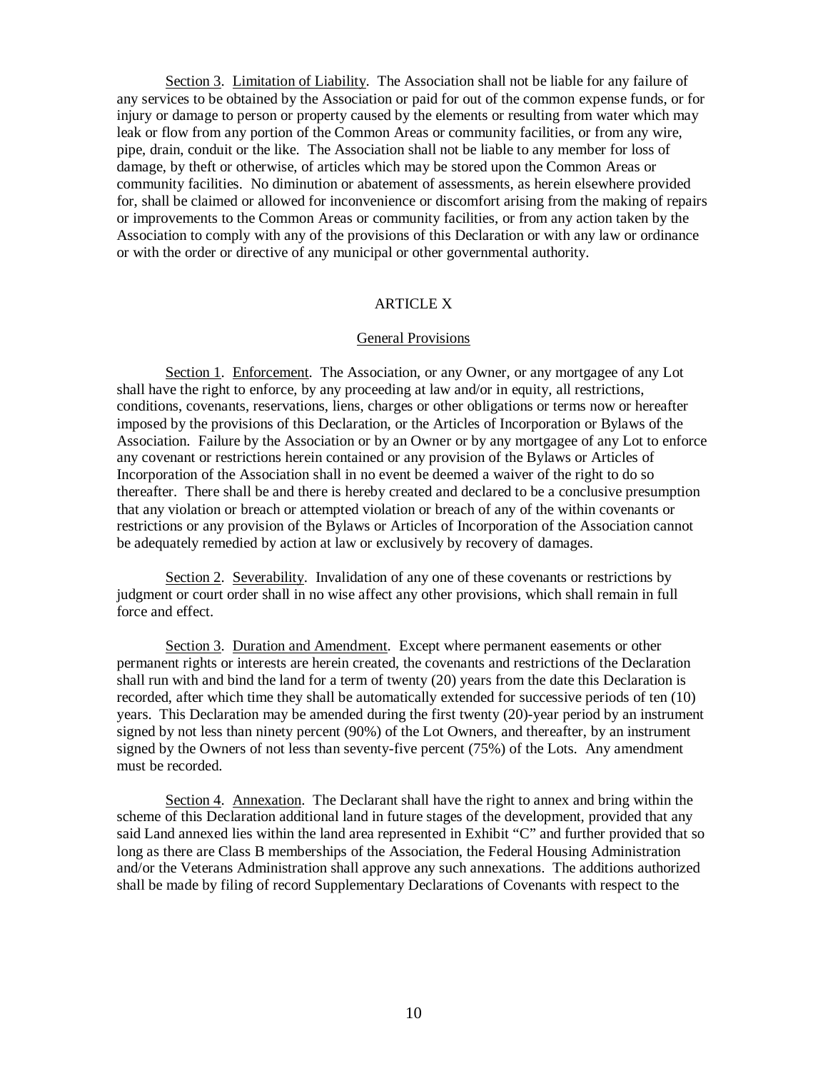Section 3. Limitation of Liability. The Association shall not be liable for any failure of any services to be obtained by the Association or paid for out of the common expense funds, or for injury or damage to person or property caused by the elements or resulting from water which may leak or flow from any portion of the Common Areas or community facilities, or from any wire, pipe, drain, conduit or the like. The Association shall not be liable to any member for loss of damage, by theft or otherwise, of articles which may be stored upon the Common Areas or community facilities. No diminution or abatement of assessments, as herein elsewhere provided for, shall be claimed or allowed for inconvenience or discomfort arising from the making of repairs or improvements to the Common Areas or community facilities, or from any action taken by the Association to comply with any of the provisions of this Declaration or with any law or ordinance or with the order or directive of any municipal or other governmental authority.

## ARTICLE X

### General Provisions

Section 1. Enforcement. The Association, or any Owner, or any mortgagee of any Lot shall have the right to enforce, by any proceeding at law and/or in equity, all restrictions, conditions, covenants, reservations, liens, charges or other obligations or terms now or hereafter imposed by the provisions of this Declaration, or the Articles of Incorporation or Bylaws of the Association. Failure by the Association or by an Owner or by any mortgagee of any Lot to enforce any covenant or restrictions herein contained or any provision of the Bylaws or Articles of Incorporation of the Association shall in no event be deemed a waiver of the right to do so thereafter. There shall be and there is hereby created and declared to be a conclusive presumption that any violation or breach or attempted violation or breach of any of the within covenants or restrictions or any provision of the Bylaws or Articles of Incorporation of the Association cannot be adequately remedied by action at law or exclusively by recovery of damages.

Section 2. Severability. Invalidation of any one of these covenants or restrictions by judgment or court order shall in no wise affect any other provisions, which shall remain in full force and effect.

Section 3. Duration and Amendment. Except where permanent easements or other permanent rights or interests are herein created, the covenants and restrictions of the Declaration shall run with and bind the land for a term of twenty (20) years from the date this Declaration is recorded, after which time they shall be automatically extended for successive periods of ten (10) years. This Declaration may be amended during the first twenty (20)-year period by an instrument signed by not less than ninety percent (90%) of the Lot Owners, and thereafter, by an instrument signed by the Owners of not less than seventy-five percent (75%) of the Lots. Any amendment must be recorded.

Section 4. Annexation. The Declarant shall have the right to annex and bring within the scheme of this Declaration additional land in future stages of the development, provided that any said Land annexed lies within the land area represented in Exhibit "C" and further provided that so long as there are Class B memberships of the Association, the Federal Housing Administration and/or the Veterans Administration shall approve any such annexations. The additions authorized shall be made by filing of record Supplementary Declarations of Covenants with respect to the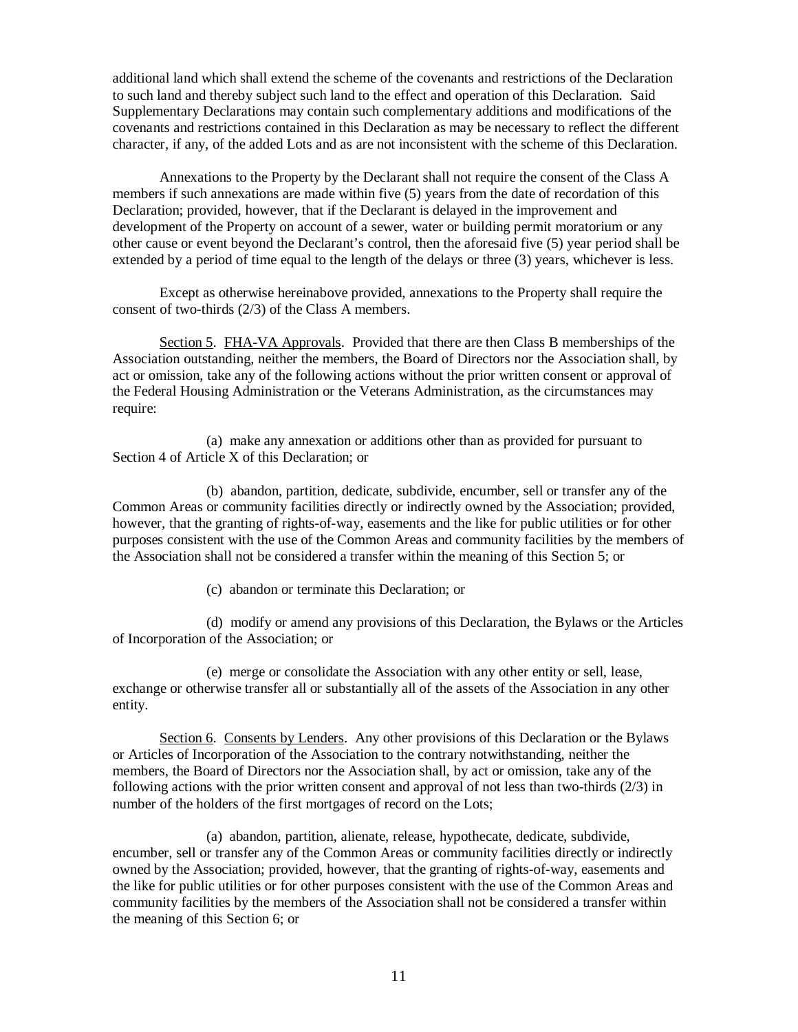additional land which shall extend the scheme of the covenants and restrictions of the Declaration to such land and thereby subject such land to the effect and operation of this Declaration. Said Supplementary Declarations may contain such complementary additions and modifications of the covenants and restrictions contained in this Declaration as may be necessary to reflect the different character, if any, of the added Lots and as are not inconsistent with the scheme of this Declaration.

Annexations to the Property by the Declarant shall not require the consent of the Class A members if such annexations are made within five (5) years from the date of recordation of this Declaration; provided, however, that if the Declarant is delayed in the improvement and development of the Property on account of a sewer, water or building permit moratorium or any other cause or event beyond the Declarant's control, then the aforesaid five (5) year period shall be extended by a period of time equal to the length of the delays or three (3) years, whichever is less.

Except as otherwise hereinabove provided, annexations to the Property shall require the consent of two-thirds (2/3) of the Class A members.

<u>Section 5</u>. <u>FHA-VA Approvals</u>. Provided that there are then Class B memberships of the Association outstanding, neither the members, the Board of Directors nor the Association shall, by act or omission, take any of the following actions without the prior written consent or approval of the Federal Housing Administration or the Veterans Administration, as the circumstances may require:

(a) make any annexation or additions other than as provided for pursuant to Section 4 of Article X of this Declaration; or

(b) abandon, partition, dedicate, subdivide, encumber, sell or transfer any of the Common Areas or community facilities directly or indirectly owned by the Association; provided, however, that the granting of rights-of-way, easements and the like for public utilities or for other purposes consistent with the use of the Common Areas and community facilities by the members of the Association shall not be considered a transfer within the meaning of this Section 5; or

(c) abandon or terminate this Declaration; or

(d) modify or amend any provisions of this Declaration, the Bylaws or the Articles of Incorporation of the Association; or

(e) merge or consolidate the Association with any other entity or sell, lease, exchange or otherwise transfer all or substantially all of the assets of the Association in any other entity.

<u>Section 6</u>. <u>Consents by Lenders</u>. Any other provisions of this Declaration or the Bylaws or Articles of Incorporation of the Association to the contrary notwithstanding, neither the members, the Board of Directors nor the Association shall, by act or omission, take any of the following actions with the prior written consent and approval of not less than two-thirds (2/3) in number of the holders of the first mortgages of record on the Lots;

(a) abandon, partition, alienate, release, hypothecate, dedicate, subdivide, encumber, sell or transfer any of the Common Areas or community facilities directly or indirectly owned by the Association; provided, however, that the granting of rights-of-way, easements and the like for public utilities or for other purposes consistent with the use of the Common Areas and community facilities by the members of the Association shall not be considered a transfer within the meaning of this Section 6; or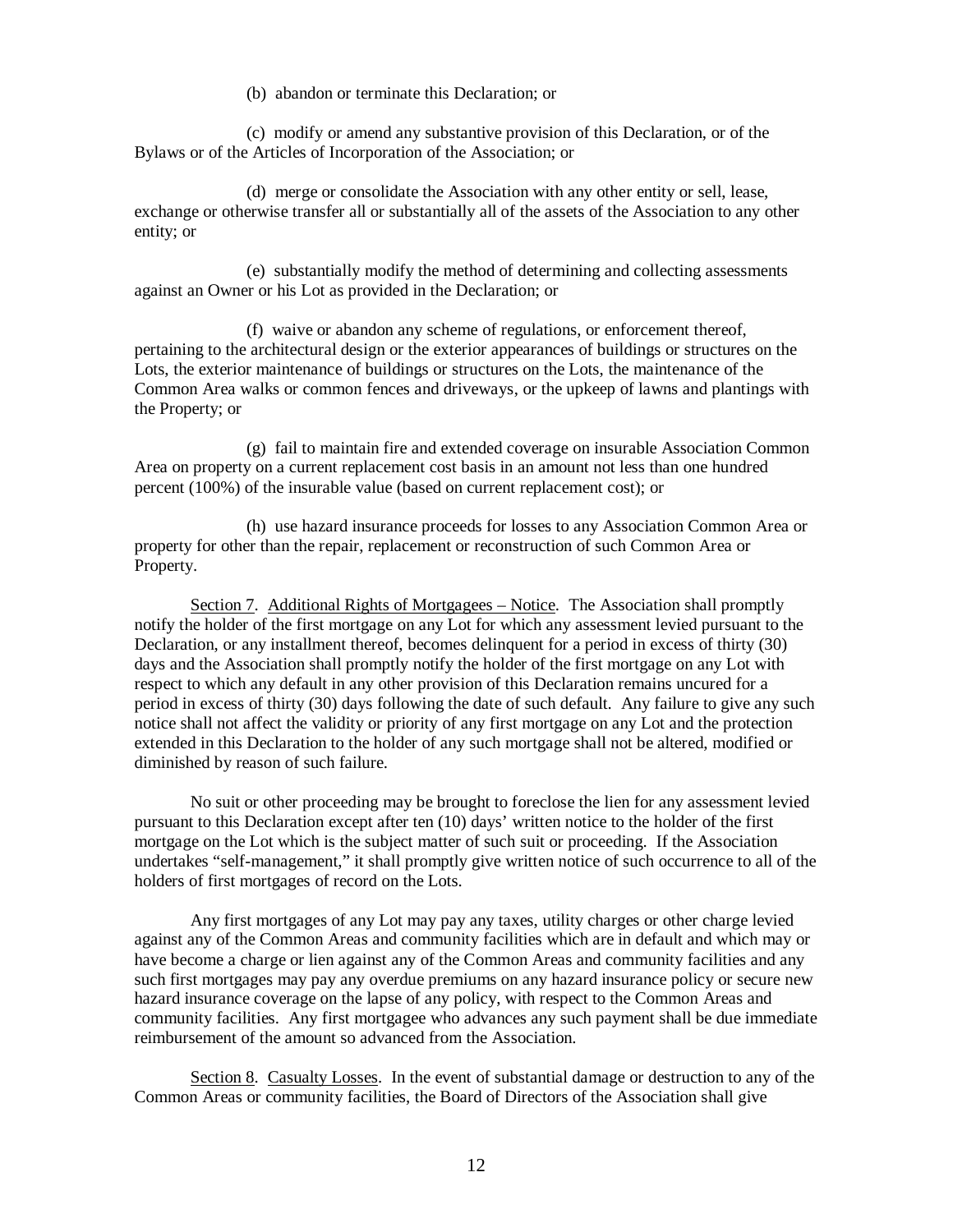(b) abandon or terminate this Declaration; or

(c) modify or amend any substantive provision of this Declaration, or of the Bylaws or of the Articles of Incorporation of the Association; or

(d) merge or consolidate the Association with any other entity or sell, lease, exchange or otherwise transfer all or substantially all of the assets of the Association to any other entity; or

(e) substantially modify the method of determining and collecting assessments against an Owner or his Lot as provided in the Declaration; or

(f) waive or abandon any scheme of regulations, or enforcement thereof, pertaining to the architectural design or the exterior appearances of buildings or structures on the Lots, the exterior maintenance of buildings or structures on the Lots, the maintenance of the Common Area walks or common fences and driveways, or the upkeep of lawns and plantings with the Property; or

(g) fail to maintain fire and extended coverage on insurable Association Common Area on property on a current replacement cost basis in an amount not less than one hundred percent (100%) of the insurable value (based on current replacement cost); or

(h) use hazard insurance proceeds for losses to any Association Common Area or property for other than the repair, replacement or reconstruction of such Common Area or Property.

Section 7. Additional Rights of Mortgagees – Notice. The Association shall promptly notify the holder of the first mortgage on any Lot for which any assessment levied pursuant to the Declaration, or any installment thereof, becomes delinquent for a period in excess of thirty (30) days and the Association shall promptly notify the holder of the first mortgage on any Lot with respect to which any default in any other provision of this Declaration remains uncured for a period in excess of thirty (30) days following the date of such default. Any failure to give any such notice shall not affect the validity or priority of any first mortgage on any Lot and the protection extended in this Declaration to the holder of any such mortgage shall not be altered, modified or diminished by reason of such failure.

No suit or other proceeding may be brought to foreclose the lien for any assessment levied pursuant to this Declaration except after ten (10) days' written notice to the holder of the first mortgage on the Lot which is the subject matter of such suit or proceeding. If the Association undertakes "self-management," it shall promptly give written notice of such occurrence to all of the holders of first mortgages of record on the Lots.

Any first mortgages of any Lot may pay any taxes, utility charges or other charge levied against any of the Common Areas and community facilities which are in default and which may or have become a charge or lien against any of the Common Areas and community facilities and any such first mortgages may pay any overdue premiums on any hazard insurance policy or secure new hazard insurance coverage on the lapse of any policy, with respect to the Common Areas and community facilities. Any first mortgagee who advances any such payment shall be due immediate reimbursement of the amount so advanced from the Association.

Section 8. Casualty Losses. In the event of substantial damage or destruction to any of the Common Areas or community facilities, the Board of Directors of the Association shall give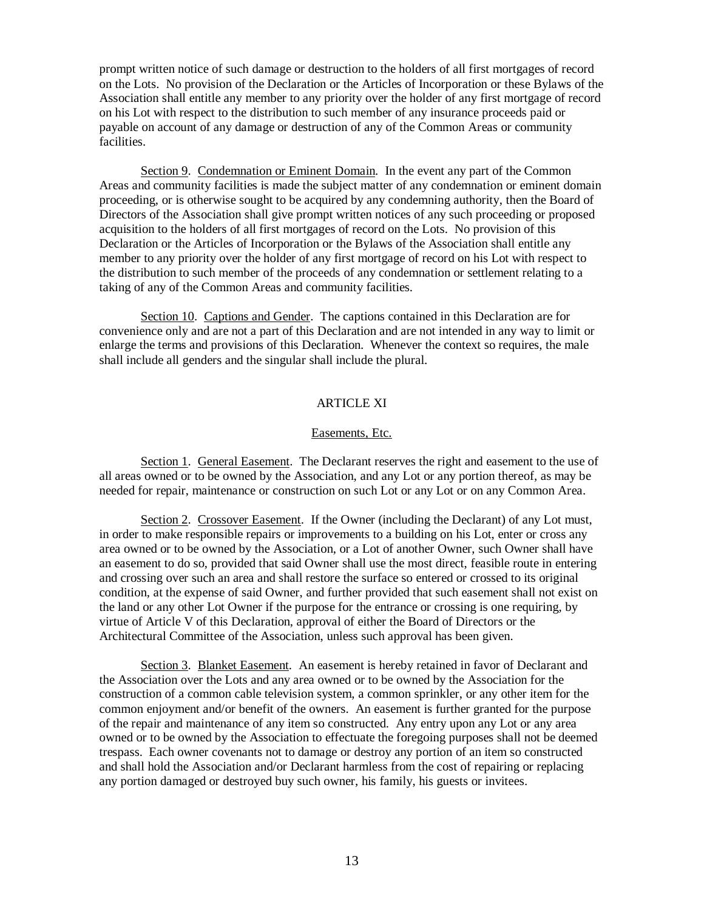prompt written notice of such damage or destruction to the holders of all first mortgages of record on the Lots. No provision of the Declaration or the Articles of Incorporation or these Bylaws of the Association shall entitle any member to any priority over the holder of any first mortgage of record on his Lot with respect to the distribution to such member of any insurance proceeds paid or payable on account of any damage or destruction of any of the Common Areas or community facilities.

Section 9. Condemnation or Eminent Domain. In the event any part of the Common Areas and community facilities is made the subject matter of any condemnation or eminent domain proceeding, or is otherwise sought to be acquired by any condemning authority, then the Board of Directors of the Association shall give prompt written notices of any such proceeding or proposed acquisition to the holders of all first mortgages of record on the Lots. No provision of this Declaration or the Articles of Incorporation or the Bylaws of the Association shall entitle any member to any priority over the holder of any first mortgage of record on his Lot with respect to the distribution to such member of the proceeds of any condemnation or settlement relating to a taking of any of the Common Areas and community facilities.

Section 10. Captions and Gender. The captions contained in this Declaration are for convenience only and are not a part of this Declaration and are not intended in any way to limit or enlarge the terms and provisions of this Declaration. Whenever the context so requires, the male shall include all genders and the singular shall include the plural.

## ARTICLE XI

### Easements, Etc.

Section 1. General Easement. The Declarant reserves the right and easement to the use of all areas owned or to be owned by the Association, and any Lot or any portion thereof, as may be needed for repair, maintenance or construction on such Lot or any Lot or on any Common Area.

Section 2. Crossover Easement. If the Owner (including the Declarant) of any Lot must, in order to make responsible repairs or improvements to a building on his Lot, enter or cross any area owned or to be owned by the Association, or a Lot of another Owner, such Owner shall have an easement to do so, provided that said Owner shall use the most direct, feasible route in entering and crossing over such an area and shall restore the surface so entered or crossed to its original condition, at the expense of said Owner, and further provided that such easement shall not exist on the land or any other Lot Owner if the purpose for the entrance or crossing is one requiring, by virtue of Article V of this Declaration, approval of either the Board of Directors or the Architectural Committee of the Association, unless such approval has been given.

Section 3. Blanket Easement. An easement is hereby retained in favor of Declarant and the Association over the Lots and any area owned or to be owned by the Association for the construction of a common cable television system, a common sprinkler, or any other item for the common enjoyment and/or benefit of the owners. An easement is further granted for the purpose of the repair and maintenance of any item so constructed. Any entry upon any Lot or any area owned or to be owned by the Association to effectuate the foregoing purposes shall not be deemed trespass. Each owner covenants not to damage or destroy any portion of an item so constructed and shall hold the Association and/or Declarant harmless from the cost of repairing or replacing any portion damaged or destroyed buy such owner, his family, his guests or invitees.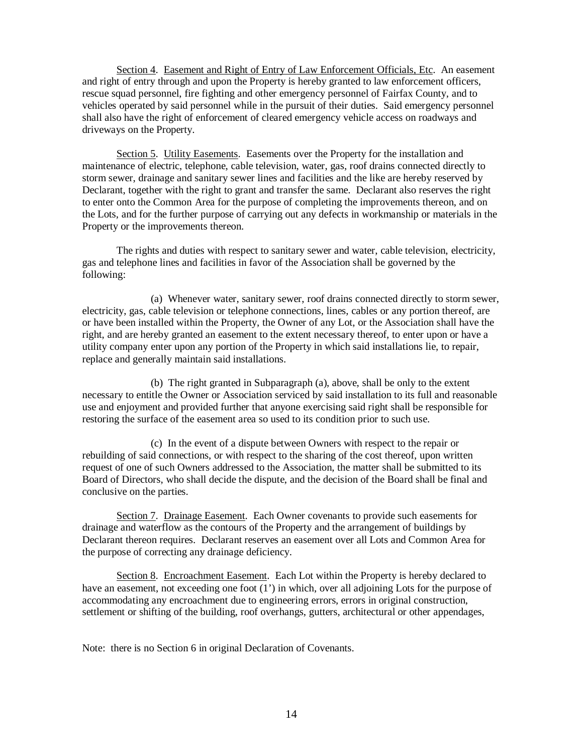Section 4. Easement and Right of Entry of Law Enforcement Officials, Etc. An easement and right of entry through and upon the Property is hereby granted to law enforcement officers, rescue squad personnel, fire fighting and other emergency personnel of Fairfax County, and to vehicles operated by said personnel while in the pursuit of their duties. Said emergency personnel shall also have the right of enforcement of cleared emergency vehicle access on roadways and driveways on the Property.

Section 5. Utility Easements. Easements over the Property for the installation and maintenance of electric, telephone, cable television, water, gas, roof drains connected directly to storm sewer, drainage and sanitary sewer lines and facilities and the like are hereby reserved by Declarant, together with the right to grant and transfer the same. Declarant also reserves the right to enter onto the Common Area for the purpose of completing the improvements thereon, and on the Lots, and for the further purpose of carrying out any defects in workmanship or materials in the Property or the improvements thereon.

The rights and duties with respect to sanitary sewer and water, cable television, electricity, gas and telephone lines and facilities in favor of the Association shall be governed by the following:

(a) Whenever water, sanitary sewer, roof drains connected directly to storm sewer, electricity, gas, cable television or telephone connections, lines, cables or any portion thereof, are or have been installed within the Property, the Owner of any Lot, or the Association shall have the right, and are hereby granted an easement to the extent necessary thereof, to enter upon or have a utility company enter upon any portion of the Property in which said installations lie, to repair, replace and generally maintain said installations.

(b) The right granted in Subparagraph (a), above, shall be only to the extent necessary to entitle the Owner or Association serviced by said installation to its full and reasonable use and enjoyment and provided further that anyone exercising said right shall be responsible for restoring the surface of the easement area so used to its condition prior to such use.

(c) In the event of a dispute between Owners with respect to the repair or rebuilding of said connections, or with respect to the sharing of the cost thereof, upon written request of one of such Owners addressed to the Association, the matter shall be submitted to its Board of Directors, who shall decide the dispute, and the decision of the Board shall be final and conclusive on the parties.

Section 7. Drainage Easement. Each Owner covenants to provide such easements for drainage and waterflow as the contours of the Property and the arrangement of buildings by Declarant thereon requires. Declarant reserves an easement over all Lots and Common Area for the purpose of correcting any drainage deficiency.

Section 8. Encroachment Easement. Each Lot within the Property is hereby declared to have an easement, not exceeding one foot (1') in which, over all adjoining Lots for the purpose of accommodating any encroachment due to engineering errors, errors in original construction, settlement or shifting of the building, roof overhangs, gutters, architectural or other appendages,

Note: there is no Section 6 in original Declaration of Covenants.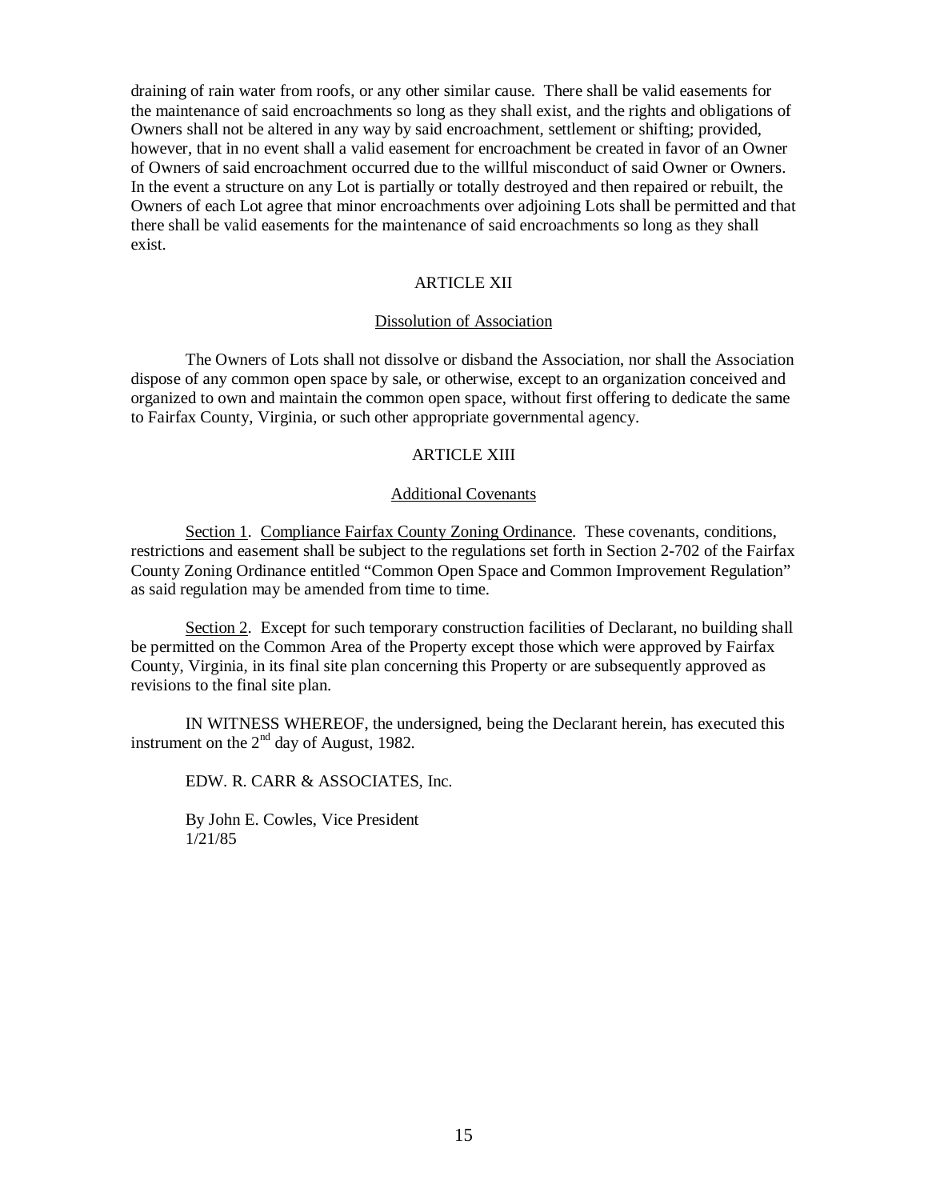draining of rain water from roofs, or any other similar cause. There shall be valid easements for the maintenance of said encroachments so long as they shall exist, and the rights and obligations of Owners shall not be altered in any way by said encroachment, settlement or shifting; provided, however, that in no event shall a valid easement for encroachment be created in favor of an Owner of Owners of said encroachment occurred due to the willful misconduct of said Owner or Owners. In the event a structure on any Lot is partially or totally destroyed and then repaired or rebuilt, the Owners of each Lot agree that minor encroachments over adjoining Lots shall be permitted and that there shall be valid easements for the maintenance of said encroachments so long as they shall exist.

## ARTICLE XII

### Dissolution of Association

The Owners of Lots shall not dissolve or disband the Association, nor shall the Association dispose of any common open space by sale, or otherwise, except to an organization conceived and organized to own and maintain the common open space, without first offering to dedicate the same to Fairfax County, Virginia, or such other appropriate governmental agency.

## ARTICLE XIII

### Additional Covenants

Section 1. Compliance Fairfax County Zoning Ordinance. These covenants, conditions, restrictions and easement shall be subject to the regulations set forth in Section 2-702 of the Fairfax County Zoning Ordinance entitled "Common Open Space and Common Improvement Regulation" as said regulation may be amended from time to time.

Section 2. Except for such temporary construction facilities of Declarant, no building shall be permitted on the Common Area of the Property except those which were approved by Fairfax County, Virginia, in its final site plan concerning this Property or are subsequently approved as revisions to the final site plan.

IN WITNESS WHEREOF, the undersigned, being the Declarant herein, has executed this instrument on the 2nd day of August, 1982.

EDW. R. CARR & ASSOCIATES, Inc.

By John E. Cowles, Vice President
1/21/85